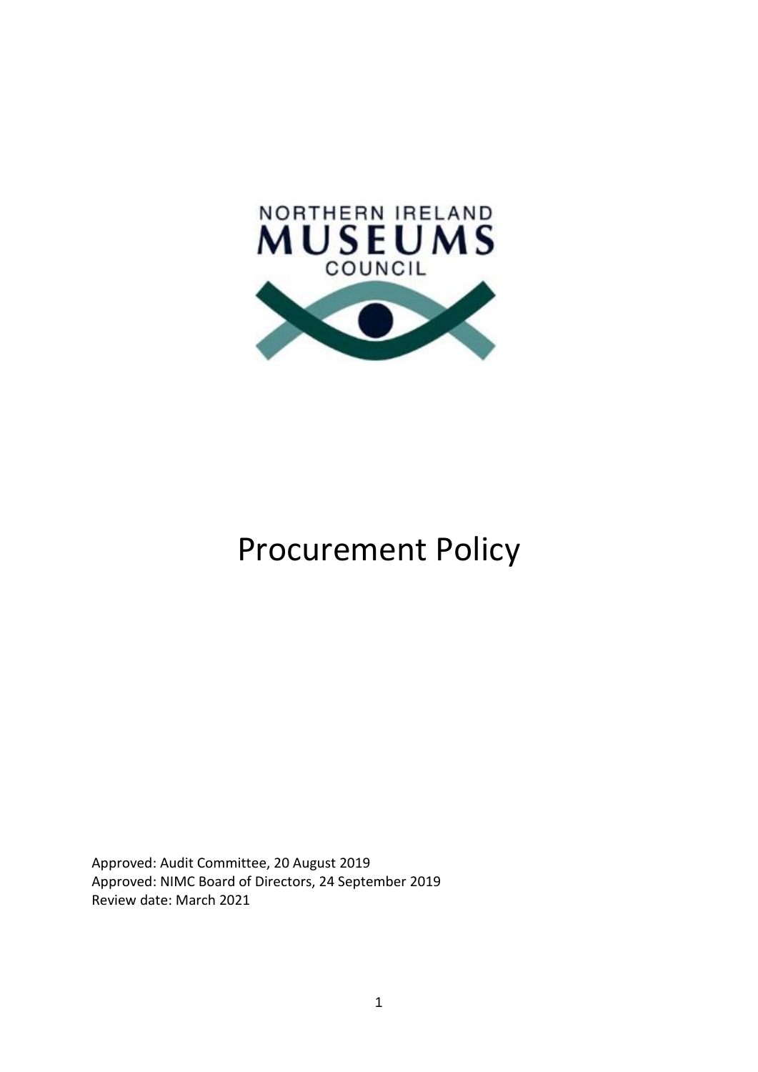NORTHERN IRELAND
MUSEUMS
COUNCIL

# Procurement Policy

Approved: Audit Committee, 20 August 2019
Approved: NIMC Board of Directors, 24 September 2019
Review date: March 2021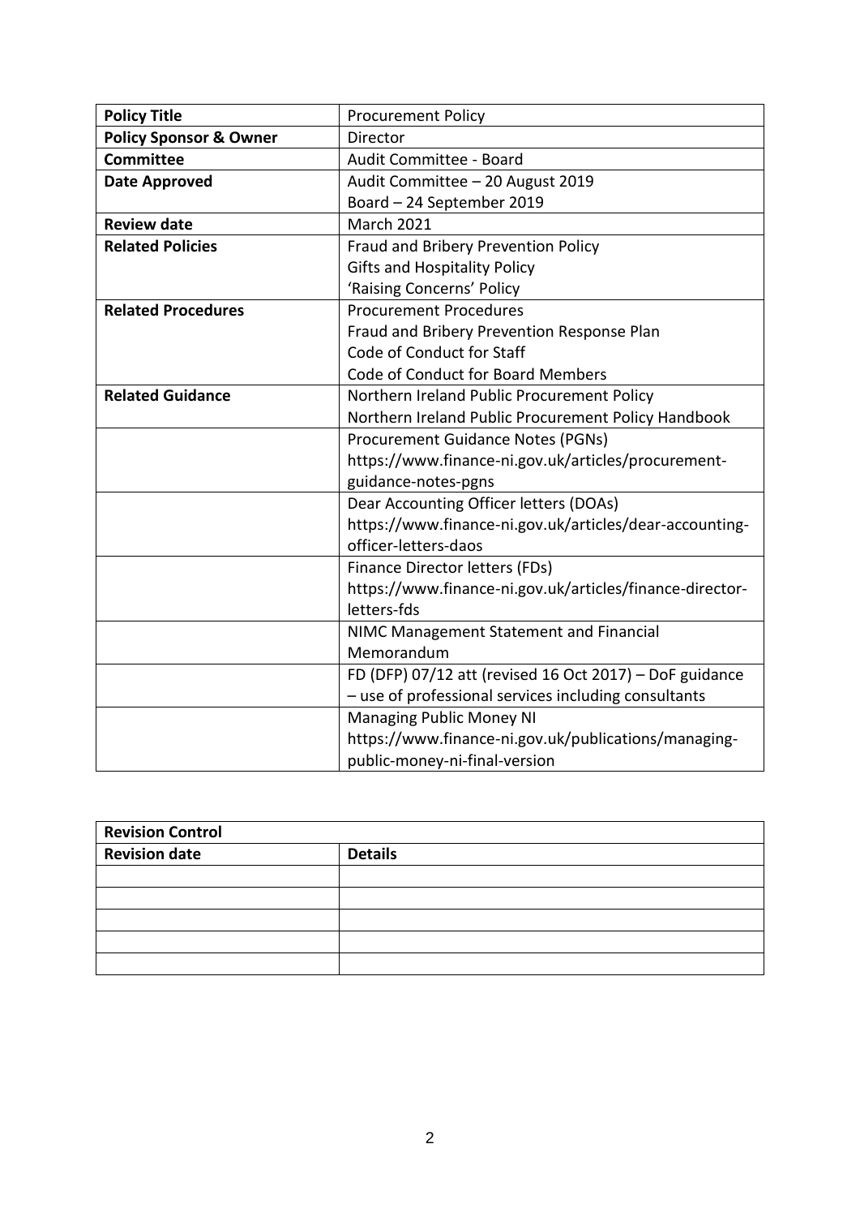| **Policy Title** | Procurement Policy |
|---|---|
| **Policy Sponsor & Owner** | Director |
| **Committee** | Audit Committee - Board |
| **Date Approved** | Audit Committee – 20 August 2019<br>Board – 24 September 2019 |
| **Review date** | March 2021 |
| **Related Policies** | Fraud and Bribery Prevention Policy<br>Gifts and Hospitality Policy<br>'Raising Concerns' Policy |
| **Related Procedures** | Procurement Procedures<br>Fraud and Bribery Prevention Response Plan<br>Code of Conduct for Staff<br>Code of Conduct for Board Members |
| **Related Guidance** | Northern Ireland Public Procurement Policy<br>Northern Ireland Public Procurement Policy Handbook |
| | Procurement Guidance Notes (PGNs)<br>https://www.finance-ni.gov.uk/articles/procurement-guidance-notes-pgns |
| | Dear Accounting Officer letters (DOAs)<br>https://www.finance-ni.gov.uk/articles/dear-accounting-officer-letters-daos |
| | Finance Director letters (FDs)<br>https://www.finance-ni.gov.uk/articles/finance-director-letters-fds |
| | NIMC Management Statement and Financial Memorandum |
| | FD (DFP) 07/12 att (revised 16 Oct 2017) – DoF guidance – use of professional services including consultants |
| | Managing Public Money NI<br>https://www.finance-ni.gov.uk/publications/managing-public-money-ni-final-version |

| **Revision Control** | |
|---|---|
| **Revision date** | **Details** |
| | |
| | |
| | |
| | |
| | |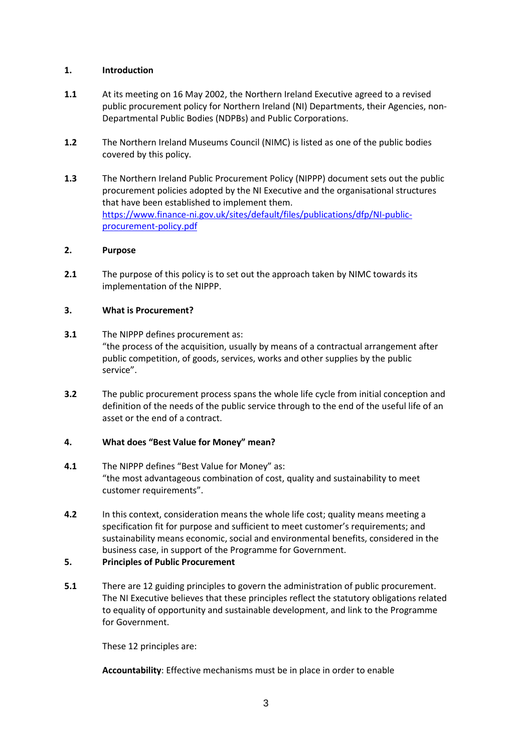## 1. Introduction

**1.1** At its meeting on 16 May 2002, the Northern Ireland Executive agreed to a revised public procurement policy for Northern Ireland (NI) Departments, their Agencies, non-Departmental Public Bodies (NDPBs) and Public Corporations.

**1.2** The Northern Ireland Museums Council (NIMC) is listed as one of the public bodies covered by this policy.

**1.3** The Northern Ireland Public Procurement Policy (NIPPP) document sets out the public procurement policies adopted by the NI Executive and the organisational structures that have been established to implement them. [https://www.finance-ni.gov.uk/sites/default/files/publications/dfp/NI-public-procurement-policy.pdf](https://www.finance-ni.gov.uk/sites/default/files/publications/dfp/NI-public-procurement-policy.pdf)

## 2. Purpose

**2.1** The purpose of this policy is to set out the approach taken by NIMC towards its implementation of the NIPPP.

## 3. What is Procurement?

**3.1** The NIPPP defines procurement as:
"the process of the acquisition, usually by means of a contractual arrangement after public competition, of goods, services, works and other supplies by the public service".

**3.2** The public procurement process spans the whole life cycle from initial conception and definition of the needs of the public service through to the end of the useful life of an asset or the end of a contract.

## 4. What does "Best Value for Money" mean?

**4.1** The NIPPP defines "Best Value for Money" as:
"the most advantageous combination of cost, quality and sustainability to meet customer requirements".

**4.2** In this context, consideration means the whole life cost; quality means meeting a specification fit for purpose and sufficient to meet customer's requirements; and sustainability means economic, social and environmental benefits, considered in the business case, in support of the Programme for Government.

## 5. Principles of Public Procurement

**5.1** There are 12 guiding principles to govern the administration of public procurement. The NI Executive believes that these principles reflect the statutory obligations related to equality of opportunity and sustainable development, and link to the Programme for Government.

These 12 principles are:

**Accountability**: Effective mechanisms must be in place in order to enable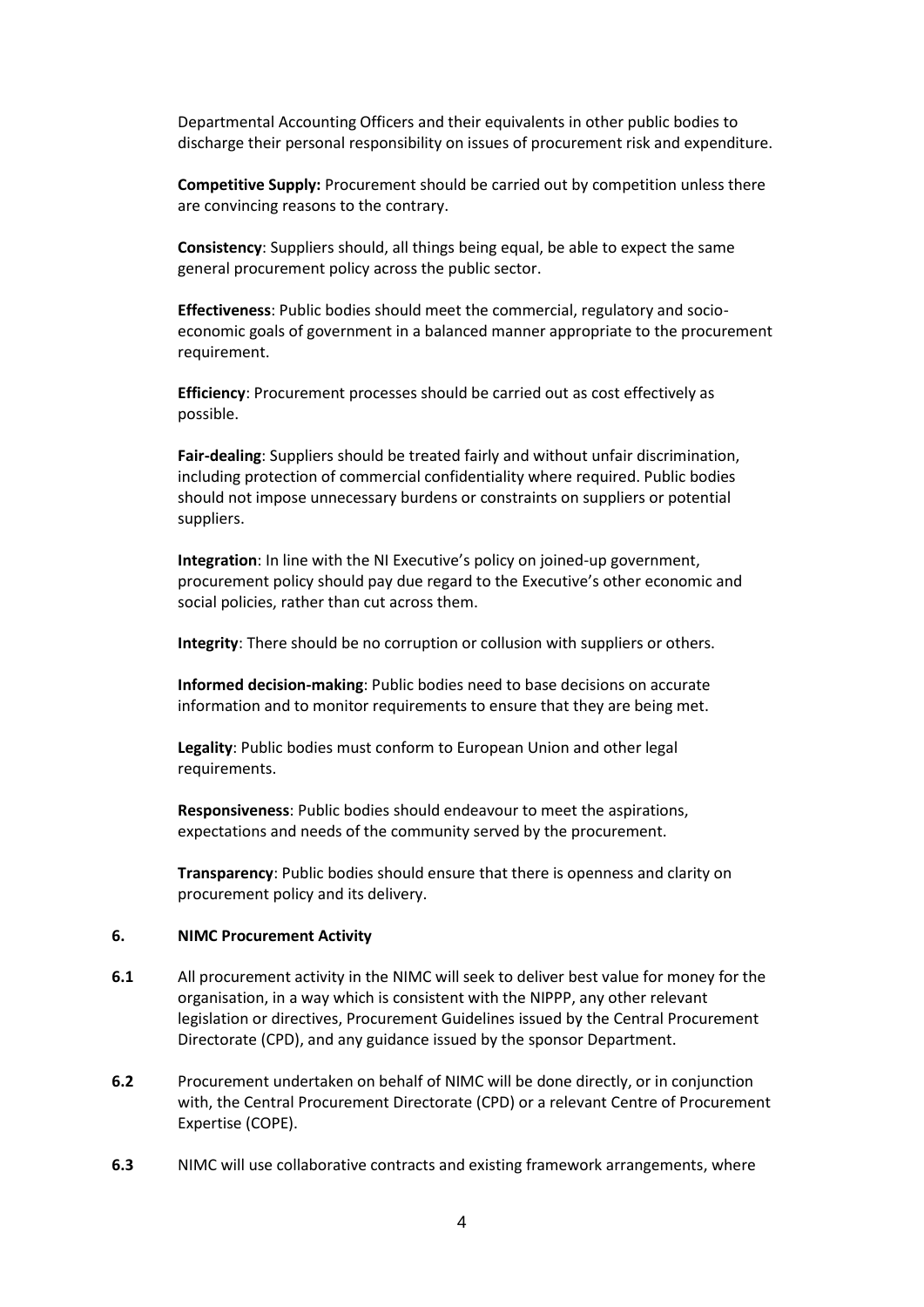Departmental Accounting Officers and their equivalents in other public bodies to discharge their personal responsibility on issues of procurement risk and expenditure.

**Competitive Supply:** Procurement should be carried out by competition unless there are convincing reasons to the contrary.

**Consistency**: Suppliers should, all things being equal, be able to expect the same general procurement policy across the public sector.

**Effectiveness**: Public bodies should meet the commercial, regulatory and socio-economic goals of government in a balanced manner appropriate to the procurement requirement.

**Efficiency**: Procurement processes should be carried out as cost effectively as possible.

**Fair-dealing**: Suppliers should be treated fairly and without unfair discrimination, including protection of commercial confidentiality where required. Public bodies should not impose unnecessary burdens or constraints on suppliers or potential suppliers.

**Integration**: In line with the NI Executive's policy on joined-up government, procurement policy should pay due regard to the Executive's other economic and social policies, rather than cut across them.

**Integrity**: There should be no corruption or collusion with suppliers or others.

**Informed decision-making**: Public bodies need to base decisions on accurate information and to monitor requirements to ensure that they are being met.

**Legality**: Public bodies must conform to European Union and other legal requirements.

**Responsiveness**: Public bodies should endeavour to meet the aspirations, expectations and needs of the community served by the procurement.

**Transparency**: Public bodies should ensure that there is openness and clarity on procurement policy and its delivery.

## 6. NIMC Procurement Activity

**6.1** All procurement activity in the NIMC will seek to deliver best value for money for the organisation, in a way which is consistent with the NIPPP, any other relevant legislation or directives, Procurement Guidelines issued by the Central Procurement Directorate (CPD), and any guidance issued by the sponsor Department.

**6.2** Procurement undertaken on behalf of NIMC will be done directly, or in conjunction with, the Central Procurement Directorate (CPD) or a relevant Centre of Procurement Expertise (COPE).

**6.3** NIMC will use collaborative contracts and existing framework arrangements, where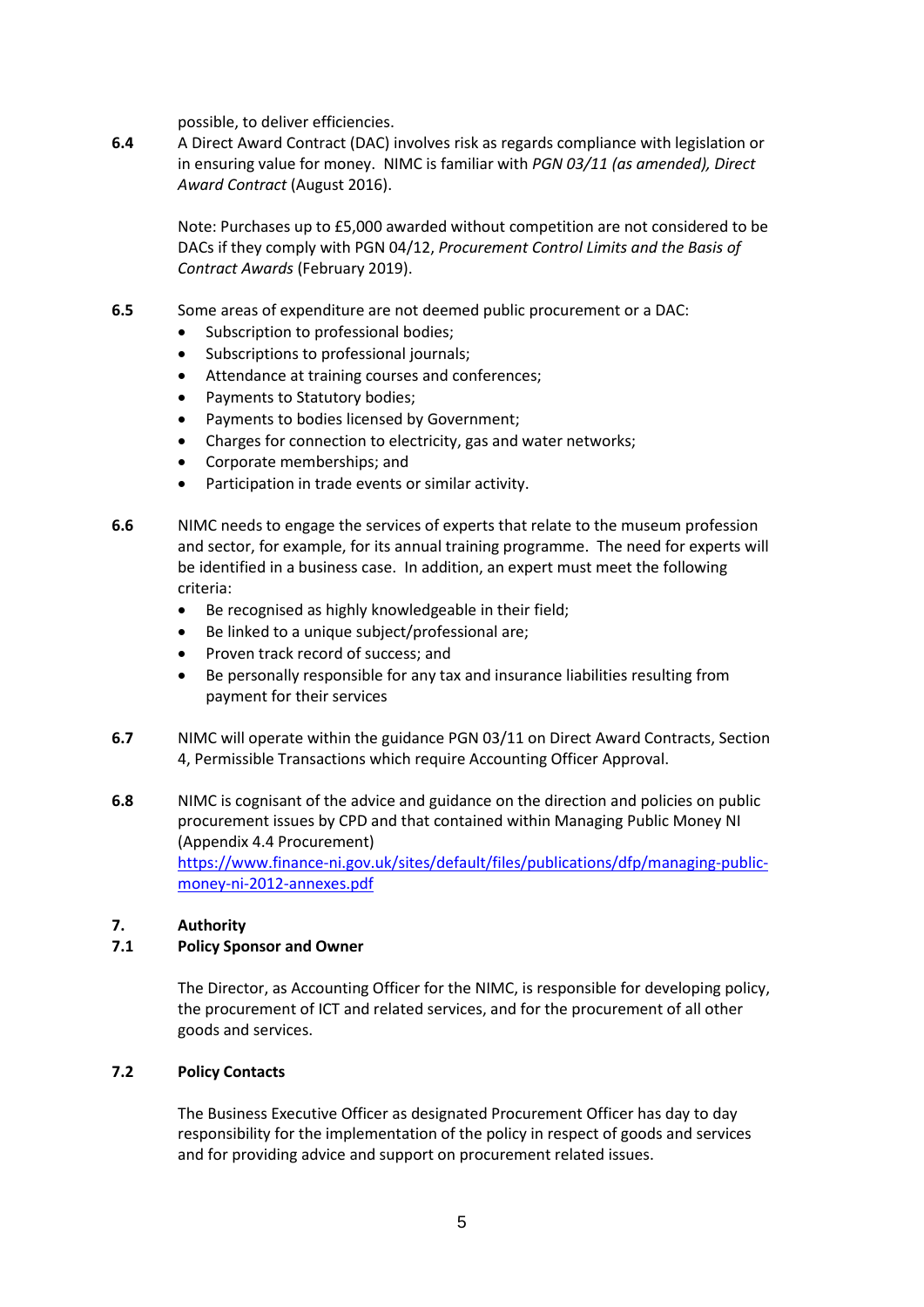possible, to deliver efficiencies.

**6.4** A Direct Award Contract (DAC) involves risk as regards compliance with legislation or in ensuring value for money. NIMC is familiar with *PGN 03/11 (as amended), Direct Award Contract* (August 2016).

Note: Purchases up to £5,000 awarded without competition are not considered to be DACs if they comply with PGN 04/12, *Procurement Control Limits and the Basis of Contract Awards* (February 2019).

**6.5** Some areas of expenditure are not deemed public procurement or a DAC:

- Subscription to professional bodies;
- Subscriptions to professional journals;
- Attendance at training courses and conferences;
- Payments to Statutory bodies;
- Payments to bodies licensed by Government;
- Charges for connection to electricity, gas and water networks;
- Corporate memberships; and
- Participation in trade events or similar activity.

**6.6** NIMC needs to engage the services of experts that relate to the museum profession and sector, for example, for its annual training programme. The need for experts will be identified in a business case. In addition, an expert must meet the following criteria:

- Be recognised as highly knowledgeable in their field;
- Be linked to a unique subject/professional are;
- Proven track record of success; and
- Be personally responsible for any tax and insurance liabilities resulting from payment for their services

**6.7** NIMC will operate within the guidance PGN 03/11 on Direct Award Contracts, Section 4, Permissible Transactions which require Accounting Officer Approval.

**6.8** NIMC is cognisant of the advice and guidance on the direction and policies on public procurement issues by CPD and that contained within Managing Public Money NI (Appendix 4.4 Procurement) [https://www.finance-ni.gov.uk/sites/default/files/publications/dfp/managing-public-money-ni-2012-annexes.pdf](https://www.finance-ni.gov.uk/sites/default/files/publications/dfp/managing-public-money-ni-2012-annexes.pdf)

## 7. Authority

### 7.1 Policy Sponsor and Owner

The Director, as Accounting Officer for the NIMC, is responsible for developing policy, the procurement of ICT and related services, and for the procurement of all other goods and services.

### 7.2 Policy Contacts

The Business Executive Officer as designated Procurement Officer has day to day responsibility for the implementation of the policy in respect of goods and services and for providing advice and support on procurement related issues.